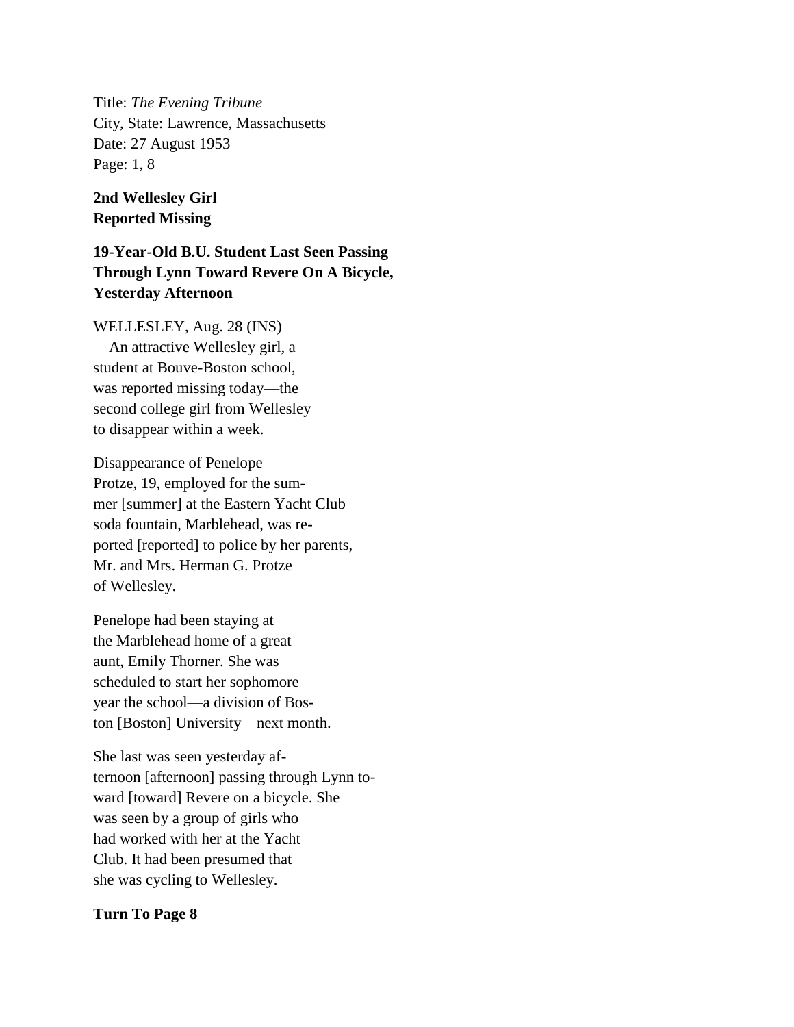Title: *The Evening Tribune*
City, State: Lawrence, Massachusetts
Date: 27 August 1953
Page: 1, 8

**2nd Wellesley Girl**
**Reported Missing**

**19-Year-Old B.U. Student Last Seen Passing Through Lynn Toward Revere On A Bicycle, Yesterday Afternoon**

WELLESLEY, Aug. 28 (INS) —An attractive Wellesley girl, a student at Bouve-Boston school, was reported missing today—the second college girl from Wellesley to disappear within a week.

Disappearance of Penelope Protze, 19, employed for the sum-mer [summer] at the Eastern Yacht Club soda fountain, Marblehead, was re-ported [reported] to police by her parents, Mr. and Mrs. Herman G. Protze of Wellesley.

Penelope had been staying at the Marblehead home of a great aunt, Emily Thorner. She was scheduled to start her sophomore year the school—a division of Bos-ton [Boston] University—next month.

She last was seen yesterday af-ternoon [afternoon] passing through Lynn to-ward [toward] Revere on a bicycle. She was seen by a group of girls who had worked with her at the Yacht Club. It had been presumed that she was cycling to Wellesley.

**Turn To Page 8**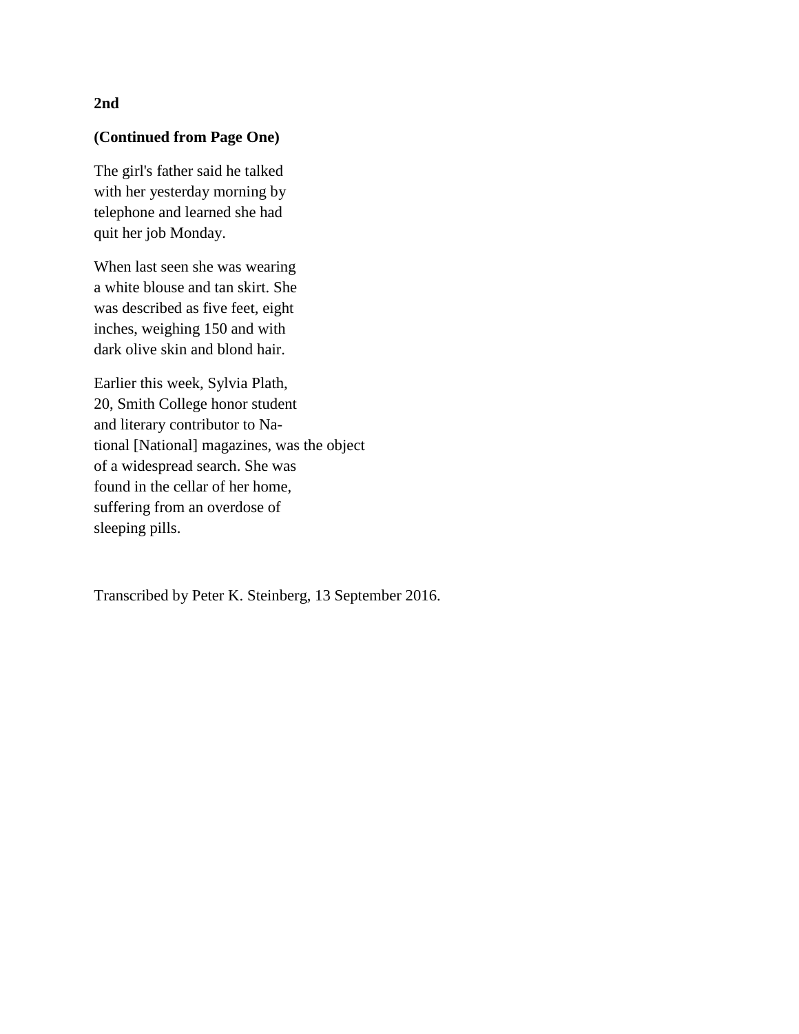**2nd**

**(Continued from Page One)**

The girl's father said he talked with her yesterday morning by telephone and learned she had quit her job Monday.

When last seen she was wearing a white blouse and tan skirt. She was described as five feet, eight inches, weighing 150 and with dark olive skin and blond hair.

Earlier this week, Sylvia Plath, 20, Smith College honor student and literary contributor to Na- tional [National] magazines, was the object of a widespread search. She was found in the cellar of her home, suffering from an overdose of sleeping pills.

Transcribed by Peter K. Steinberg, 13 September 2016.